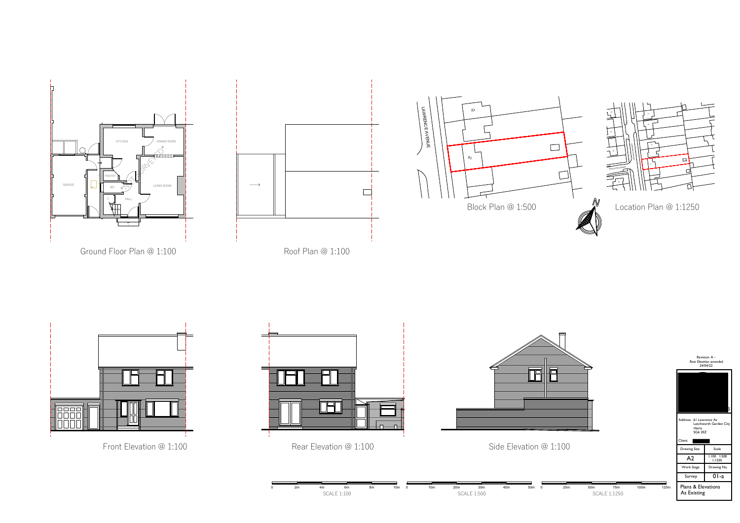KITCHEN

DINING ROOM

PANTRY

GARAGE

WC

LIVING ROOM

C

HALL

NOT SURVEYED

Ground Floor Plan @ 1:100

Roof Plan @ 1:100

LAWRENCE AVENUE

57

61

Block Plan @ 1:500

N

Location Plan @ 1:1250

Front Elevation @ 1:100

Rear Elevation @ 1:100

Side Elevation @ 1:100

0 2m 4m 6m 8m 10m
SCALE 1:100

0 10m 20m 30m 40m 50m
SCALE 1:500

0 25m 50m 75m 100m 125m
SCALE 1:1250

Revision: A -
*Rear Elevation amended.*
24/04/22

Address: 61 Lawrence Av
Letchworth Garden City
Herts
SG6 2EZ

Client:

| Drawing Size | Scale |
| --- | --- |
| A2 | 1:100 1:500 1:1250 |
| Work Stage | Drawing No. |
| Survey | 01-a |

Plans & Elevations
As Existing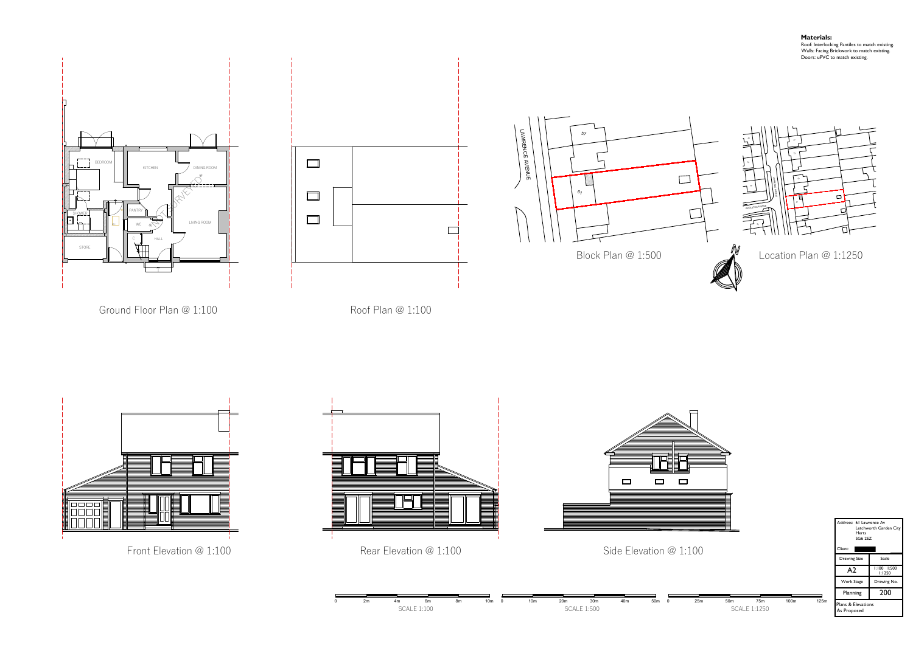**Materials:**

Roof: Interlocking Pantiles to match existing.
Walls: Facing Brickwork to match existing.
Doors: uPVC to match existing.

BEDROOM

KITCHEN

DINING ROOM

NOT SURVEYED

PANTRY

SHOWER

WC

LIVING ROOM

HALL

STORE

Ground Floor Plan @ 1:100

Roof Plan @ 1:100

LAWRENCE AVENUE

57

61

Block Plan @ 1:500

Location Plan @ 1:1250

Front Elevation @ 1:100

Rear Elevation @ 1:100

Side Elevation @ 1:100

0 2m 4m 6m 8m 10m
SCALE 1:100

0 10m 20m 30m 40m 50m
SCALE 1:500

0 25m 50m 75m 100m 125m
SCALE 1:1250

| | |
|---|---|
| Address: 61 Lawrence Av, Letchworth Garden City, Herts, SG6 2EZ | |
| Client: | |
| Drawing Size | Scale |
| A2 | 1:100 1:500 1:1250 |
| Work Stage | Drawing No. |
| Planning | 200 |
| Plans & Elevations As Proposed | |